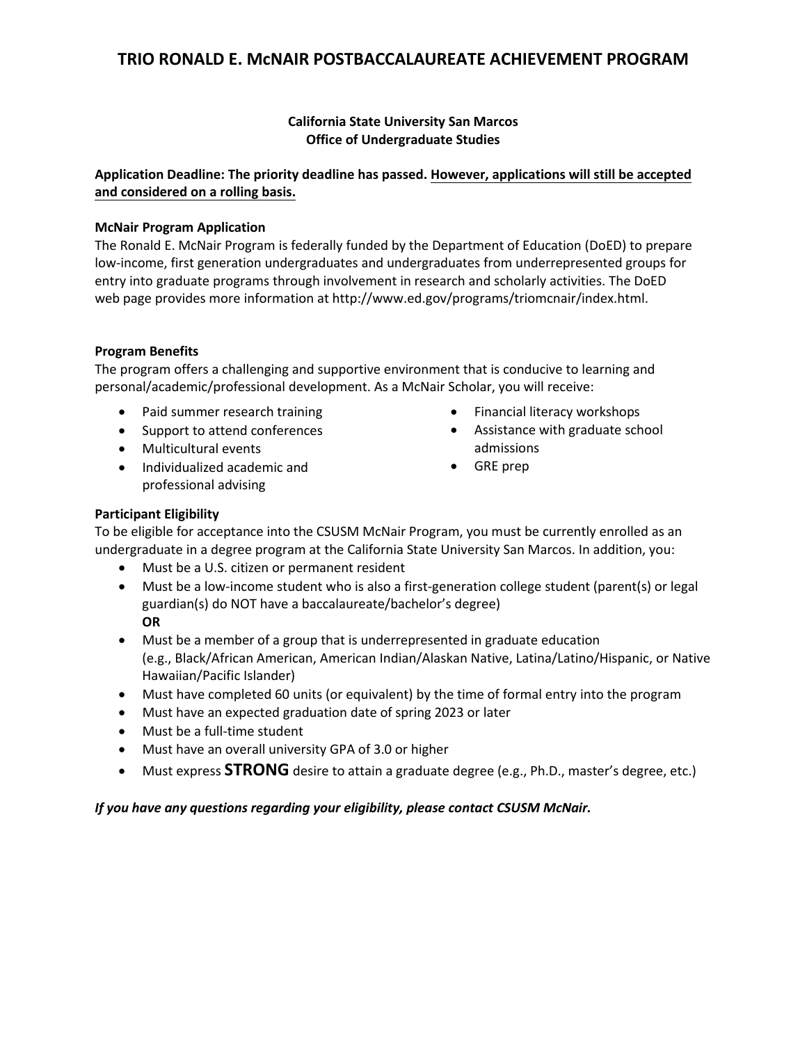# TRIO RONALD E. McNAIR POSTBACCALAUREATE ACHIEVEMENT PROGRAM

**California State University San Marcos**
**Office of Undergraduate Studies**

**Application Deadline: The priority deadline has passed. <u>However, applications will still be accepted and considered on a rolling basis.</u>**

### McNair Program Application

The Ronald E. McNair Program is federally funded by the Department of Education (DoED) to prepare low-income, first generation undergraduates and undergraduates from underrepresented groups for entry into graduate programs through involvement in research and scholarly activities. The DoED web page provides more information at http://www.ed.gov/programs/triomcnair/index.html.

### Program Benefits

The program offers a challenging and supportive environment that is conducive to learning and personal/academic/professional development. As a McNair Scholar, you will receive:

- Paid summer research training
- Support to attend conferences
- Multicultural events
- Individualized academic and professional advising
- Financial literacy workshops
- Assistance with graduate school admissions
- GRE prep

### Participant Eligibility

To be eligible for acceptance into the CSUSM McNair Program, you must be currently enrolled as an undergraduate in a degree program at the California State University San Marcos. In addition, you:

- Must be a U.S. citizen or permanent resident
- Must be a low-income student who is also a first-generation college student (parent(s) or legal guardian(s) do NOT have a baccalaureate/bachelor's degree)
  **OR**
- Must be a member of a group that is underrepresented in graduate education (e.g., Black/African American, American Indian/Alaskan Native, Latina/Latino/Hispanic, or Native Hawaiian/Pacific Islander)
- Must have completed 60 units (or equivalent) by the time of formal entry into the program
- Must have an expected graduation date of spring 2023 or later
- Must be a full-time student
- Must have an overall university GPA of 3.0 or higher
- Must express **STRONG** desire to attain a graduate degree (e.g., Ph.D., master's degree, etc.)

***If you have any questions regarding your eligibility, please contact CSUSM McNair.***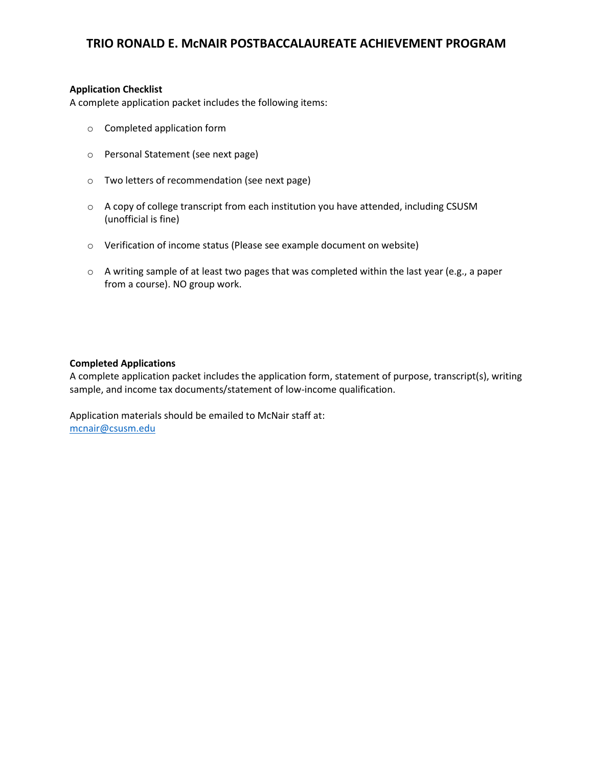# TRIO RONALD E. McNAIR POSTBACCALAUREATE ACHIEVEMENT PROGRAM

**Application Checklist**

A complete application packet includes the following items:

- Completed application form
- Personal Statement (see next page)
- Two letters of recommendation (see next page)
- A copy of college transcript from each institution you have attended, including CSUSM (unofficial is fine)
- Verification of income status (Please see example document on website)
- A writing sample of at least two pages that was completed within the last year (e.g., a paper from a course). NO group work.

**Completed Applications**

A complete application packet includes the application form, statement of purpose, transcript(s), writing sample, and income tax documents/statement of low-income qualification.

Application materials should be emailed to McNair staff at:
mcnair@csusm.edu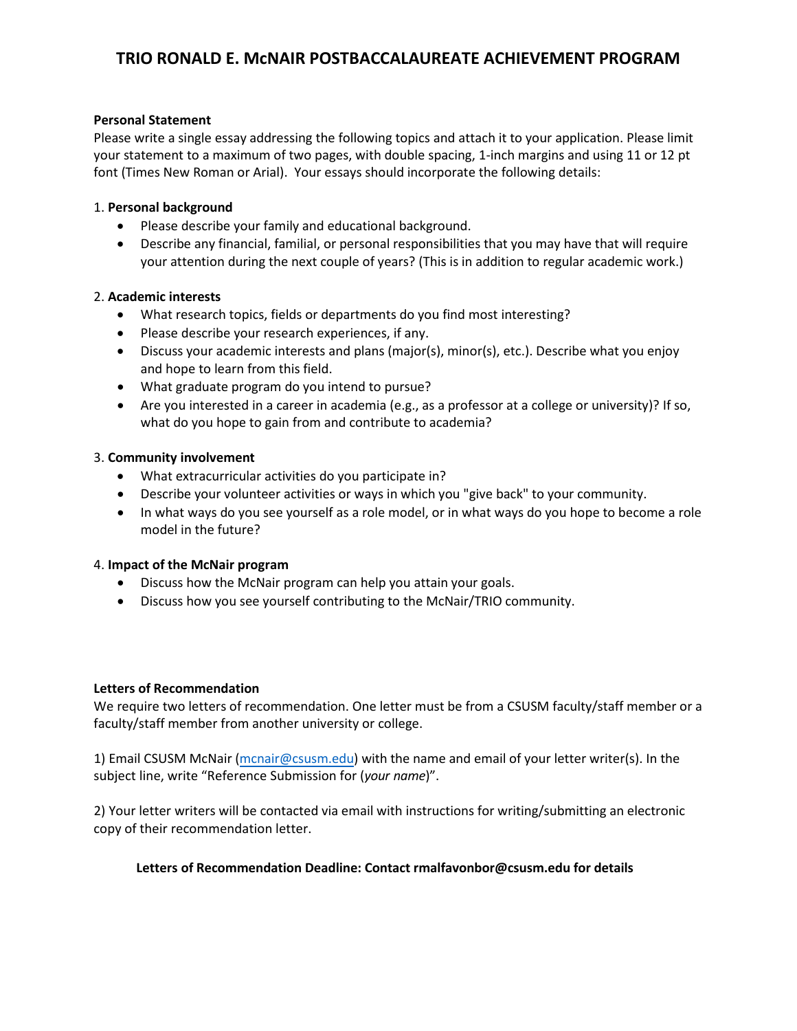# TRIO RONALD E. McNAIR POSTBACCALAUREATE ACHIEVEMENT PROGRAM

**Personal Statement**

Please write a single essay addressing the following topics and attach it to your application. Please limit your statement to a maximum of two pages, with double spacing, 1-inch margins and using 11 or 12 pt font (Times New Roman or Arial). Your essays should incorporate the following details:

1. **Personal background**
   - Please describe your family and educational background.
   - Describe any financial, familial, or personal responsibilities that you may have that will require your attention during the next couple of years? (This is in addition to regular academic work.)

2. **Academic interests**
   - What research topics, fields or departments do you find most interesting?
   - Please describe your research experiences, if any.
   - Discuss your academic interests and plans (major(s), minor(s), etc.). Describe what you enjoy and hope to learn from this field.
   - What graduate program do you intend to pursue?
   - Are you interested in a career in academia (e.g., as a professor at a college or university)? If so, what do you hope to gain from and contribute to academia?

3. **Community involvement**
   - What extracurricular activities do you participate in?
   - Describe your volunteer activities or ways in which you "give back" to your community.
   - In what ways do you see yourself as a role model, or in what ways do you hope to become a role model in the future?

4. **Impact of the McNair program**
   - Discuss how the McNair program can help you attain your goals.
   - Discuss how you see yourself contributing to the McNair/TRIO community.

**Letters of Recommendation**

We require two letters of recommendation. One letter must be from a CSUSM faculty/staff member or a faculty/staff member from another university or college.

1) Email CSUSM McNair (mcnair@csusm.edu) with the name and email of your letter writer(s). In the subject line, write "Reference Submission for (*your name*)".

2) Your letter writers will be contacted via email with instructions for writing/submitting an electronic copy of their recommendation letter.

**Letters of Recommendation Deadline: Contact rmalfavonbor@csusm.edu for details**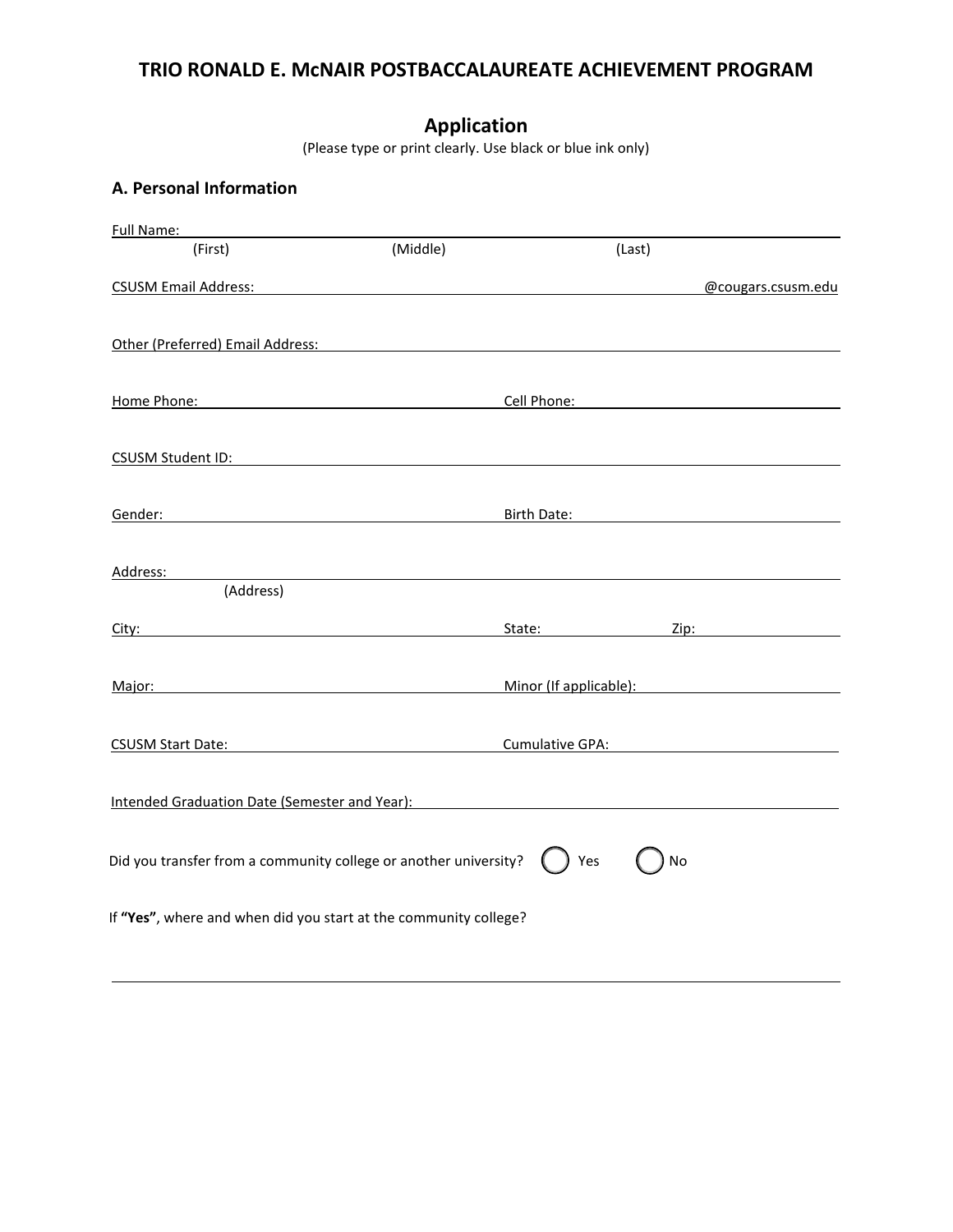# TRIO RONALD E. McNAIR POSTBACCALAUREATE ACHIEVEMENT PROGRAM

## Application

(Please type or print clearly. Use black or blue ink only)

### A. Personal Information

Full Name: ______________________________________________
(First) (Middle) (Last)

CSUSM Email Address: ______________________________@cougars.csusm.edu

Other (Preferred) Email Address: ______________________________

Home Phone: ______________________ Cell Phone: ______________________

CSUSM Student ID: ______________________________

Gender: ______________________ Birth Date: ______________________

Address: ______________________________________________
(Address)

City: ______________________ State: __________ Zip: __________

Major: ______________________ Minor (If applicable): ______________________

CSUSM Start Date: ______________________ Cumulative GPA: ______________________

Intended Graduation Date (Semester and Year): ______________________

Did you transfer from a community college or another university? ◯ Yes ◯ No

If **"Yes"**, where and when did you start at the community college?

______________________________________________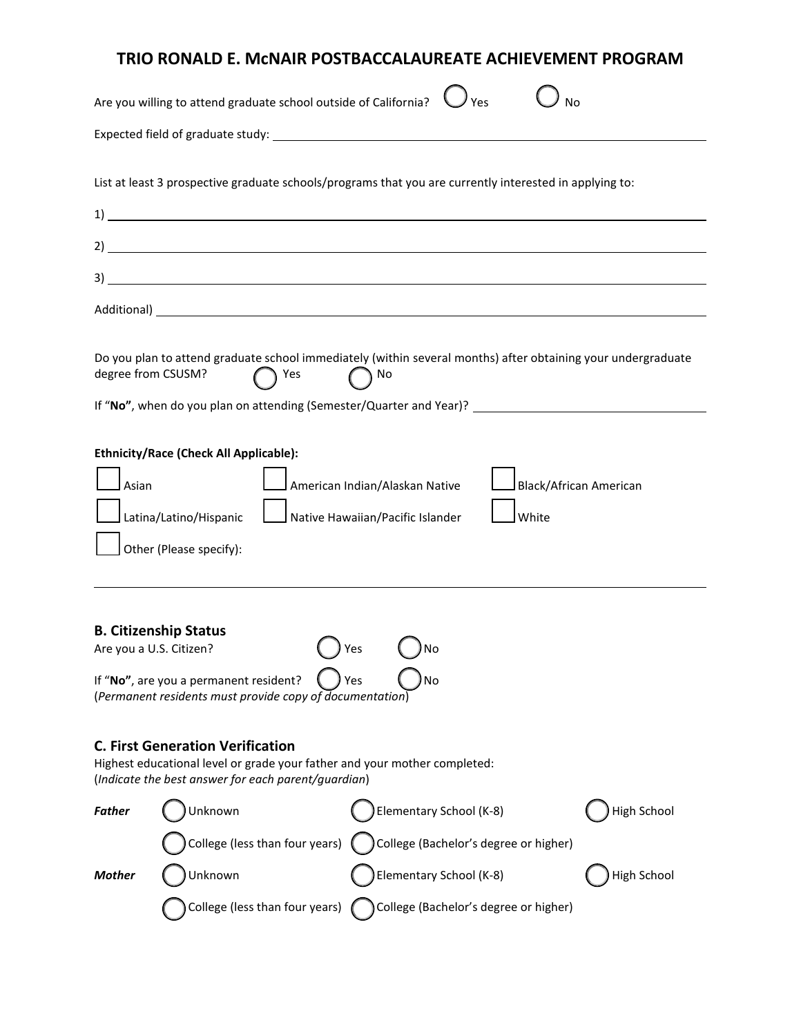# TRIO RONALD E. McNAIR POSTBACCALAUREATE ACHIEVEMENT PROGRAM

Are you willing to attend graduate school outside of California? ◯ Yes ◯ No

Expected field of graduate study: ______________________________

List at least 3 prospective graduate schools/programs that you are currently interested in applying to:

1) ______________________________

2) ______________________________

3) ______________________________

Additional) ______________________________

Do you plan to attend graduate school immediately (within several months) after obtaining your undergraduate degree from CSUSM? ◯ Yes ◯ No

If "**No**", when do you plan on attending (Semester/Quarter and Year)? ______________________________

**Ethnicity/Race (Check All Applicable):**

☐ Asian ☐ American Indian/Alaskan Native ☐ Black/African American

☐ Latina/Latino/Hispanic ☐ Native Hawaiian/Pacific Islander ☐ White

☐ Other (Please specify):

______________________________

## B. Citizenship Status

Are you a U.S. Citizen? ◯ Yes ◯ No

If "**No**", are you a permanent resident? ◯ Yes ◯ No
(*Permanent residents must provide copy of documentation*)

## C. First Generation Verification

Highest educational level or grade your father and your mother completed:
(*Indicate the best answer for each parent/guardian*)

***Father*** ◯ Unknown ◯ Elementary School (K-8) ◯ High School

◯ College (less than four years) ◯ College (Bachelor's degree or higher)

***Mother*** ◯ Unknown ◯ Elementary School (K-8) ◯ High School

◯ College (less than four years) ◯ College (Bachelor's degree or higher)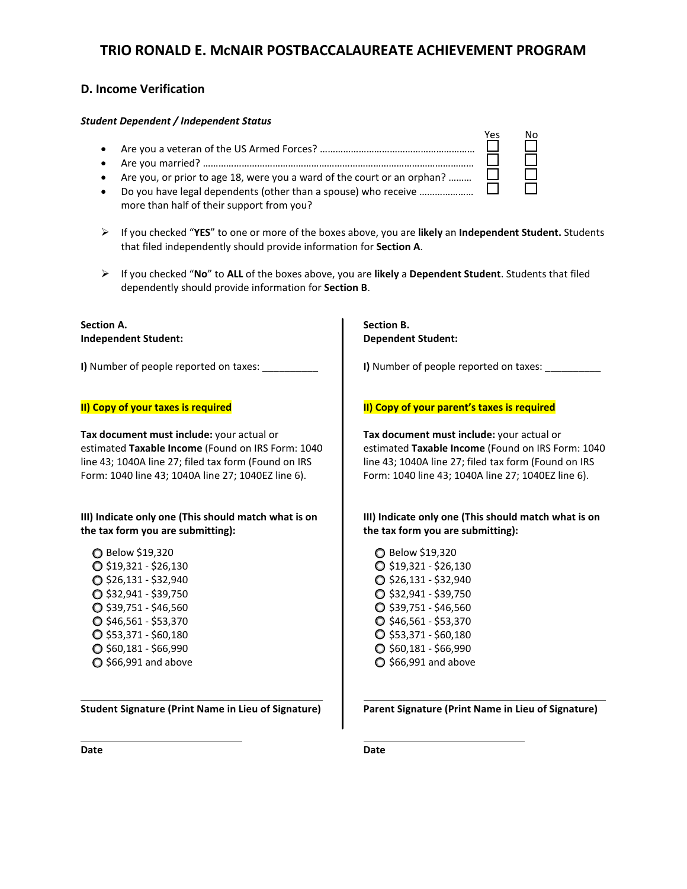# TRIO RONALD E. McNAIR POSTBACCALAUREATE ACHIEVEMENT PROGRAM

## D. Income Verification

***Student Dependent / Independent Status***

| | Yes | No |
|---|---|---|
| • Are you a veteran of the US Armed Forces? | ☐ | ☐ |
| • Are you married? | ☐ | ☐ |
| • Are you, or prior to age 18, were you a ward of the court or an orphan? | ☐ | ☐ |
| • Do you have legal dependents (other than a spouse) who receive more than half of their support from you? | ☐ | ☐ |

- If you checked "**YES**" to one or more of the boxes above, you are **likely** an **Independent Student.** Students that filed independently should provide information for **Section A**.
- If you checked "**No**" to **ALL** of the boxes above, you are **likely** a **Dependent Student**. Students that filed dependently should provide information for **Section B**.

**Section A.**
**Independent Student:**

**I)** Number of people reported on taxes: __________

**II) Copy of your taxes is required**

**Tax document must include:** your actual or estimated **Taxable Income** (Found on IRS Form: 1040 line 43; 1040A line 27; filed tax form (Found on IRS Form: 1040 line 43; 1040A line 27; 1040EZ line 6).

**III) Indicate only one (This should match what is on the tax form you are submitting):**

- ○ Below $19,320
- ○ $19,321 - $26,130
- ○ $26,131 - $32,940
- ○ $32,941 - $39,750
- ○ $39,751 - $46,560
- ○ $46,561 - $53,370
- ○ $53,371 - $60,180
- ○ $60,181 - $66,990
- ○ $66,991 and above

______________________________

**Student Signature (Print Name in Lieu of Signature)**

______________________________

**Date**

**Section B.**
**Dependent Student:**

**I)** Number of people reported on taxes: __________

**II) Copy of your parent's taxes is required**

**Tax document must include:** your actual or estimated **Taxable Income** (Found on IRS Form: 1040 line 43; 1040A line 27; filed tax form (Found on IRS Form: 1040 line 43; 1040A line 27; 1040EZ line 6).

**III) Indicate only one (This should match what is on the tax form you are submitting):**

- ○ Below $19,320
- ○ $19,321 - $26,130
- ○ $26,131 - $32,940
- ○ $32,941 - $39,750
- ○ $39,751 - $46,560
- ○ $46,561 - $53,370
- ○ $53,371 - $60,180
- ○ $60,181 - $66,990
- ○ $66,991 and above

______________________________

**Parent Signature (Print Name in Lieu of Signature)**

______________________________

**Date**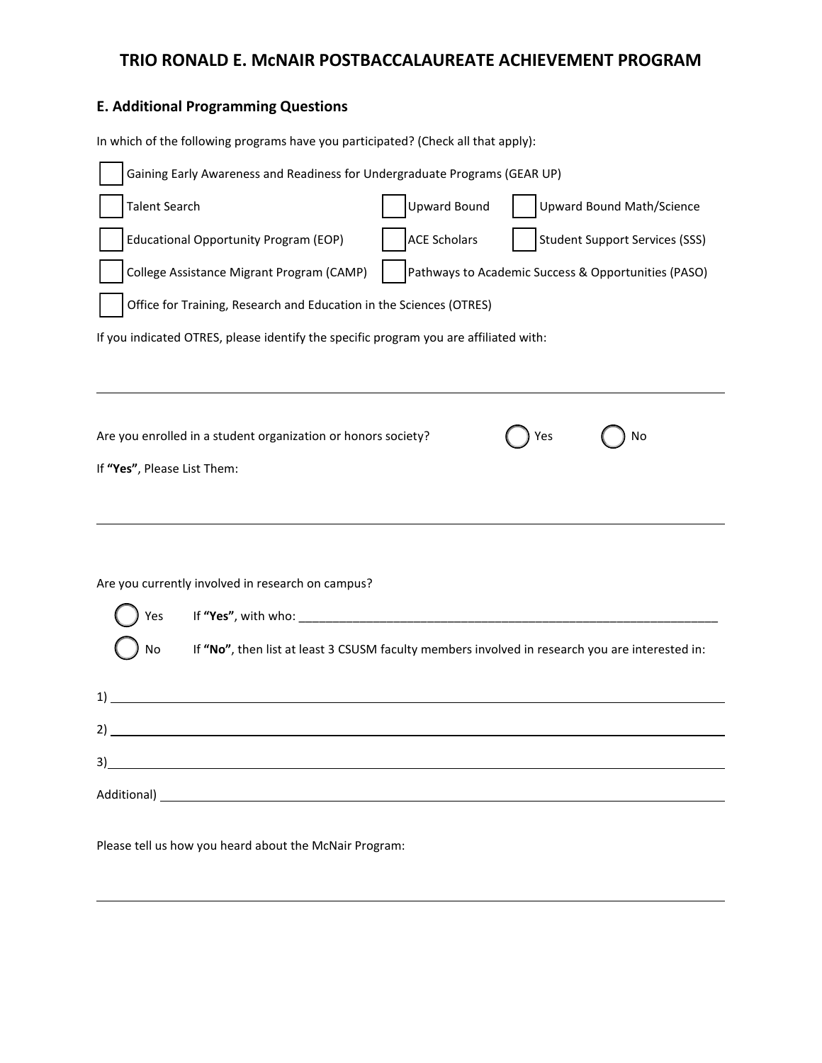# TRIO RONALD E. McNAIR POSTBACCALAUREATE ACHIEVEMENT PROGRAM

## E. Additional Programming Questions

In which of the following programs have you participated? (Check all that apply):

- ☐ Gaining Early Awareness and Readiness for Undergraduate Programs (GEAR UP)
- ☐ Talent Search
- ☐ Upward Bound
- ☐ Upward Bound Math/Science
- ☐ Educational Opportunity Program (EOP)
- ☐ ACE Scholars
- ☐ Student Support Services (SSS)
- ☐ College Assistance Migrant Program (CAMP)
- ☐ Pathways to Academic Success & Opportunities (PASO)
- ☐ Office for Training, Research and Education in the Sciences (OTRES)

If you indicated OTRES, please identify the specific program you are affiliated with:

\_\_\_\_\_\_\_\_\_\_\_\_\_\_\_\_\_\_\_\_\_\_\_\_\_\_\_\_\_\_\_\_\_\_\_\_\_\_\_\_\_\_\_\_\_\_\_\_\_\_\_\_\_\_\_\_\_\_\_\_\_\_\_\_\_\_

Are you enrolled in a student organization or honors society? ○ Yes ○ No

If **"Yes"**, Please List Them:

\_\_\_\_\_\_\_\_\_\_\_\_\_\_\_\_\_\_\_\_\_\_\_\_\_\_\_\_\_\_\_\_\_\_\_\_\_\_\_\_\_\_\_\_\_\_\_\_\_\_\_\_\_\_\_\_\_\_\_\_\_\_\_\_\_\_

Are you currently involved in research on campus?

○ Yes If **"Yes"**, with who: \_\_\_\_\_\_\_\_\_\_\_\_\_\_\_\_\_\_\_\_\_\_\_\_\_\_\_\_\_\_\_\_\_\_\_\_\_\_\_\_\_\_\_\_\_\_

○ No If **"No"**, then list at least 3 CSUSM faculty members involved in research you are interested in:

1) \_\_\_\_\_\_\_\_\_\_\_\_\_\_\_\_\_\_\_\_\_\_\_\_\_\_\_\_\_\_\_\_\_\_\_\_\_\_\_\_\_\_\_\_\_\_\_\_\_\_\_\_\_\_\_\_\_\_\_\_\_\_

2) \_\_\_\_\_\_\_\_\_\_\_\_\_\_\_\_\_\_\_\_\_\_\_\_\_\_\_\_\_\_\_\_\_\_\_\_\_\_\_\_\_\_\_\_\_\_\_\_\_\_\_\_\_\_\_\_\_\_\_\_\_\_

3) \_\_\_\_\_\_\_\_\_\_\_\_\_\_\_\_\_\_\_\_\_\_\_\_\_\_\_\_\_\_\_\_\_\_\_\_\_\_\_\_\_\_\_\_\_\_\_\_\_\_\_\_\_\_\_\_\_\_\_\_\_\_

Additional) \_\_\_\_\_\_\_\_\_\_\_\_\_\_\_\_\_\_\_\_\_\_\_\_\_\_\_\_\_\_\_\_\_\_\_\_\_\_\_\_\_\_\_\_\_\_\_\_\_\_\_\_\_\_\_\_

Please tell us how you heard about the McNair Program:

\_\_\_\_\_\_\_\_\_\_\_\_\_\_\_\_\_\_\_\_\_\_\_\_\_\_\_\_\_\_\_\_\_\_\_\_\_\_\_\_\_\_\_\_\_\_\_\_\_\_\_\_\_\_\_\_\_\_\_\_\_\_\_\_\_\_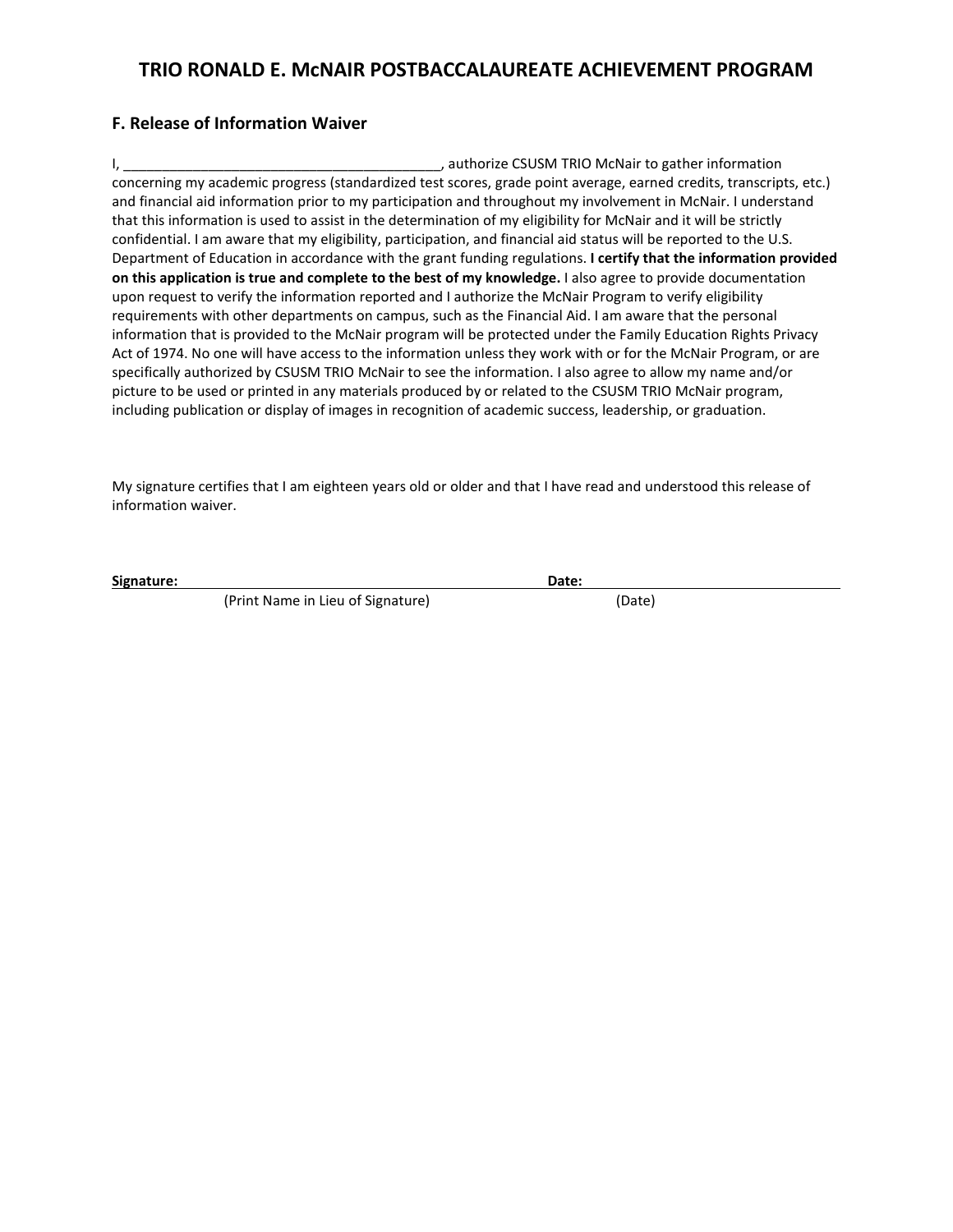# TRIO RONALD E. McNAIR POSTBACCALAUREATE ACHIEVEMENT PROGRAM

## F. Release of Information Waiver

I, ________________________________________, authorize CSUSM TRIO McNair to gather information concerning my academic progress (standardized test scores, grade point average, earned credits, transcripts, etc.) and financial aid information prior to my participation and throughout my involvement in McNair. I understand that this information is used to assist in the determination of my eligibility for McNair and it will be strictly confidential. I am aware that my eligibility, participation, and financial aid status will be reported to the U.S. Department of Education in accordance with the grant funding regulations. **I certify that the information provided on this application is true and complete to the best of my knowledge.** I also agree to provide documentation upon request to verify the information reported and I authorize the McNair Program to verify eligibility requirements with other departments on campus, such as the Financial Aid. I am aware that the personal information that is provided to the McNair program will be protected under the Family Education Rights Privacy Act of 1974. No one will have access to the information unless they work with or for the McNair Program, or are specifically authorized by CSUSM TRIO McNair to see the information. I also agree to allow my name and/or picture to be used or printed in any materials produced by or related to the CSUSM TRIO McNair program, including publication or display of images in recognition of academic success, leadership, or graduation.

My signature certifies that I am eighteen years old or older and that I have read and understood this release of information waiver.

**Signature:** ________________________________________ **Date:** ____________________

(Print Name in Lieu of Signature) (Date)